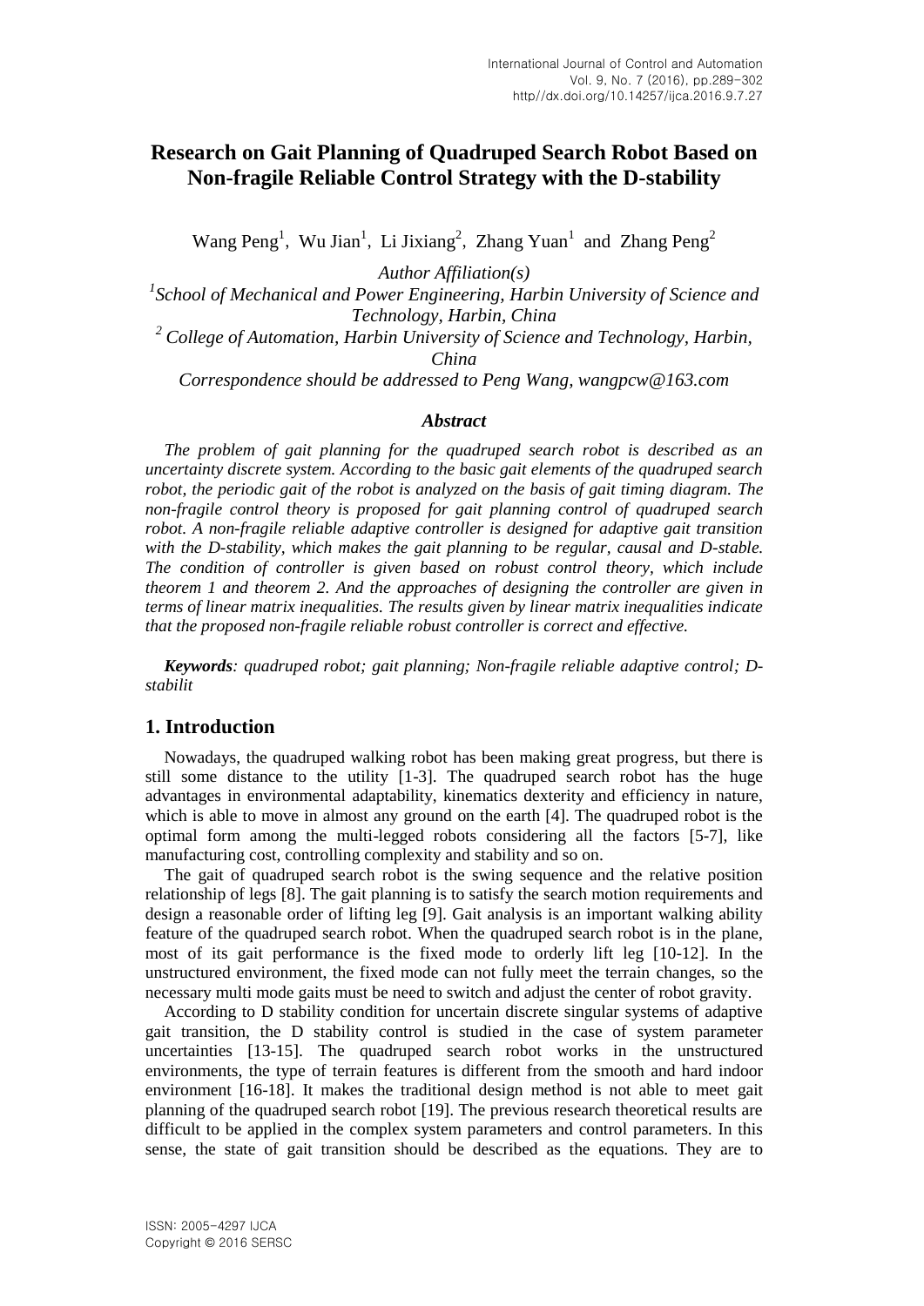# Research on Gait Planning of Quadruped Search Robot Based on Non-fragile Reliable Control Strategy with the D-stability

Wang Peng[1], Wu Jian[1], Li Jixiang[2], Zhang Yuan[1] and Zhang Peng[2]

*Author Affiliation(s)*

*[1]School of Mechanical and Power Engineering, Harbin University of Science and Technology, Harbin, China*

*[2] College of Automation, Harbin University of Science and Technology, Harbin, China*

*Correspondence should be addressed to Peng Wang, wangpcw@163.com*

### *Abstract*

*The problem of gait planning for the quadruped search robot is described as an uncertainty discrete system. According to the basic gait elements of the quadruped search robot, the periodic gait of the robot is analyzed on the basis of gait timing diagram. The non-fragile control theory is proposed for gait planning control of quadruped search robot. A non-fragile reliable adaptive controller is designed for adaptive gait transition with the D-stability, which makes the gait planning to be regular, causal and D-stable. The condition of controller is given based on robust control theory, which include theorem 1 and theorem 2. And the approaches of designing the controller are given in terms of linear matrix inequalities. The results given by linear matrix inequalities indicate that the proposed non-fragile reliable robust controller is correct and effective.*

***Keywords**: quadruped robot; gait planning; Non-fragile reliable adaptive control; D-stabilit*

## 1. Introduction

Nowadays, the quadruped walking robot has been making great progress, but there is still some distance to the utility [1-3]. The quadruped search robot has the huge advantages in environmental adaptability, kinematics dexterity and efficiency in nature, which is able to move in almost any ground on the earth [4]. The quadruped robot is the optimal form among the multi-legged robots considering all the factors [5-7], like manufacturing cost, controlling complexity and stability and so on.

The gait of quadruped search robot is the swing sequence and the relative position relationship of legs [8]. The gait planning is to satisfy the search motion requirements and design a reasonable order of lifting leg [9]. Gait analysis is an important walking ability feature of the quadruped search robot. When the quadruped search robot is in the plane, most of its gait performance is the fixed mode to orderly lift leg [10-12]. In the unstructured environment, the fixed mode can not fully meet the terrain changes, so the necessary multi mode gaits must be need to switch and adjust the center of robot gravity.

According to D stability condition for uncertain discrete singular systems of adaptive gait transition, the D stability control is studied in the case of system parameter uncertainties [13-15]. The quadruped search robot works in the unstructured environments, the type of terrain features is different from the smooth and hard indoor environment [16-18]. It makes the traditional design method is not able to meet gait planning of the quadruped search robot [19]. The previous research theoretical results are difficult to be applied in the complex system parameters and control parameters. In this sense, the state of gait transition should be described as the equations. They are to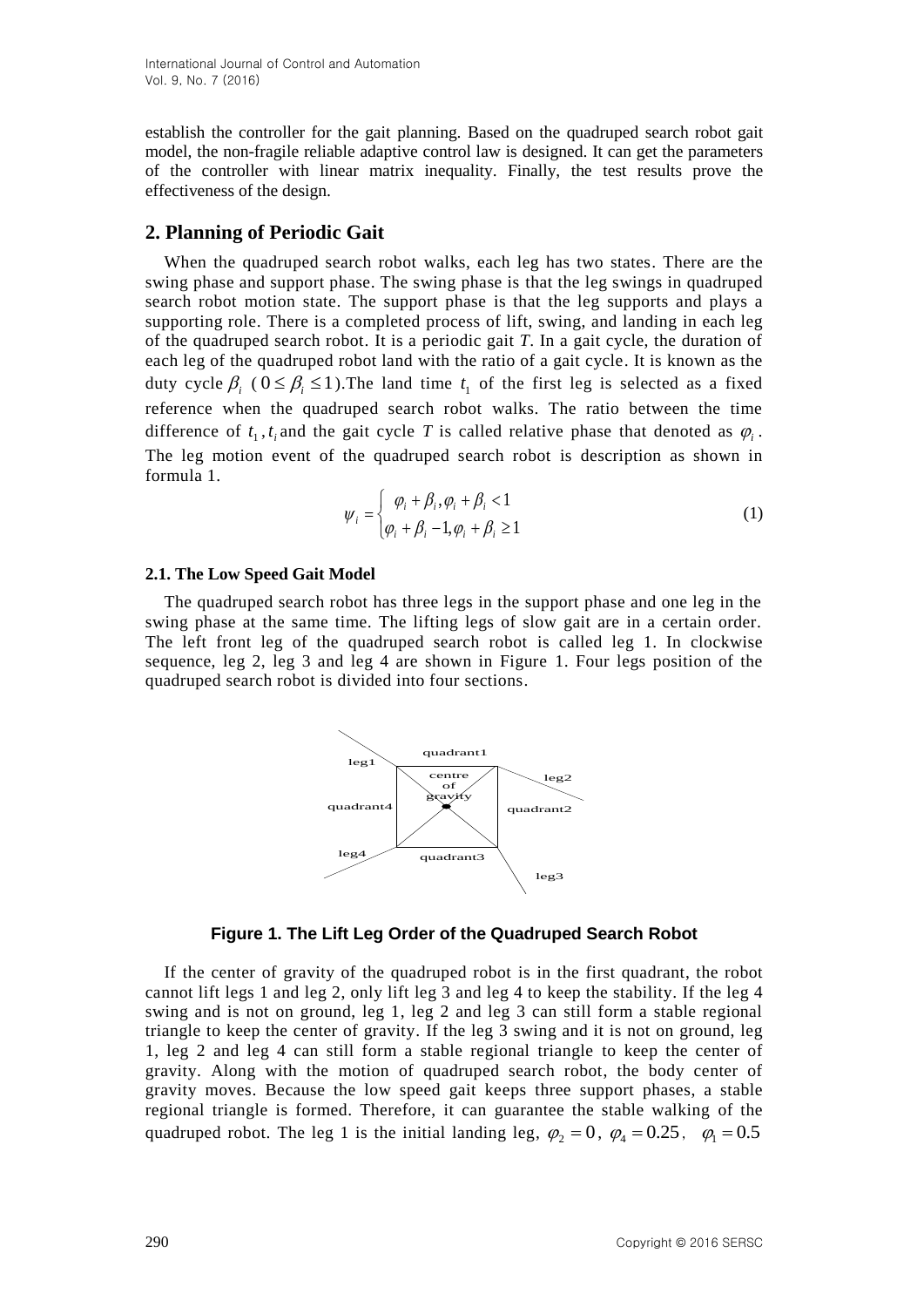establish the controller for the gait planning. Based on the quadruped search robot gait model, the non-fragile reliable adaptive control law is designed. It can get the parameters of the controller with linear matrix inequality. Finally, the test results prove the effectiveness of the design.

## 2. Planning of Periodic Gait

When the quadruped search robot walks, each leg has two states. There are the swing phase and support phase. The swing phase is that the leg swings in quadruped search robot motion state. The support phase is that the leg supports and plays a supporting role. There is a completed process of lift, swing, and landing in each leg of the quadruped search robot. It is a periodic gait $T$. In a gait cycle, the duration of each leg of the quadruped robot land with the ratio of a gait cycle. It is known as the duty cycle $\beta_i$ ( $0 \le \beta_i \le 1$ ).The land time $t_1$ of the first leg is selected as a fixed reference when the quadruped search robot walks. The ratio between the time difference of $t_1, t_i$ and the gait cycle $T$ is called relative phase that denoted as $\varphi_i$. The leg motion event of the quadruped search robot is description as shown in formula 1.

$$\psi_i = \begin{cases} \varphi_i + \beta_i, \varphi_i + \beta_i < 1 \\ \varphi_i + \beta_i - 1, \varphi_i + \beta_i \ge 1 \end{cases} \tag{1}$$

### 2.1. The Low Speed Gait Model

The quadruped search robot has three legs in the support phase and one leg in the swing phase at the same time. The lifting legs of slow gait are in a certain order. The left front leg of the quadruped search robot is called leg 1. In clockwise sequence, leg 2, leg 3 and leg 4 are shown in Figure 1. Four legs position of the quadruped search robot is divided into four sections.

**Figure 1. The Lift Leg Order of the Quadruped Search Robot**

If the center of gravity of the quadruped robot is in the first quadrant, the robot cannot lift legs 1 and leg 2, only lift leg 3 and leg 4 to keep the stability. If the leg 4 swing and is not on ground, leg 1, leg 2 and leg 3 can still form a stable regional triangle to keep the center of gravity. If the leg 3 swing and it is not on ground, leg 1, leg 2 and leg 4 can still form a stable regional triangle to keep the center of gravity. Along with the motion of quadruped search robot, the body center of gravity moves. Because the low speed gait keeps three support phases, a stable regional triangle is formed. Therefore, it can guarantee the stable walking of the quadruped robot. The leg 1 is the initial landing leg, $\varphi_2 = 0$, $\varphi_4 = 0.25$, $\varphi_1 = 0.5$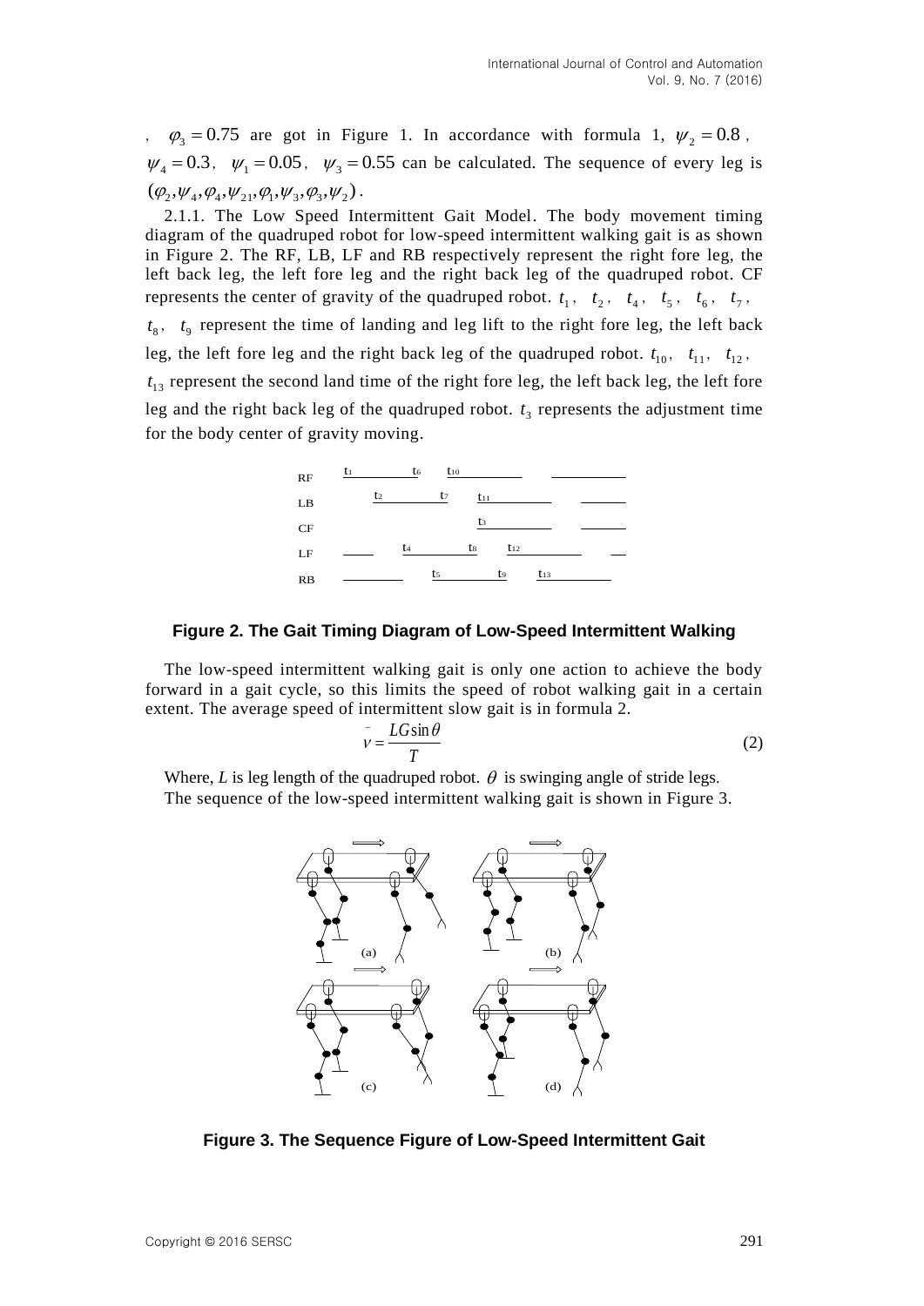, $\varphi_3 = 0.75$ are got in Figure 1. In accordance with formula 1, $\psi_2 = 0.8$, $\psi_4 = 0.3$, $\psi_1 = 0.05$, $\psi_3 = 0.55$ can be calculated. The sequence of every leg is $(\varphi_2, \psi_4, \varphi_4, \psi_{21}, \varphi_1, \psi_3, \varphi_3, \psi_2)$.

2.1.1. The Low Speed Intermittent Gait Model. The body movement timing diagram of the quadruped robot for low-speed intermittent walking gait is as shown in Figure 2. The RF, LB, LF and RB respectively represent the right fore leg, the left back leg, the left fore leg and the right back leg of the quadruped robot. CF represents the center of gravity of the quadruped robot. $t_1$, $t_2$, $t_4$, $t_5$, $t_6$, $t_7$, $t_8$, $t_9$ represent the time of landing and leg lift to the right fore leg, the left back leg, the left fore leg and the right back leg of the quadruped robot. $t_{10}$, $t_{11}$, $t_{12}$, $t_{13}$ represent the second land time of the right fore leg, the left back leg, the left fore leg and the right back leg of the quadruped robot. $t_3$ represents the adjustment time for the body center of gravity moving.

**Figure 2. The Gait Timing Diagram of Low-Speed Intermittent Walking**

The low-speed intermittent walking gait is only one action to achieve the body forward in a gait cycle, so this limits the speed of robot walking gait in a certain extent. The average speed of intermittent slow gait is in formula 2.

$$\bar{v} = \frac{LG\sin\theta}{T} \tag{2}$$

Where, $L$ is leg length of the quadruped robot. $\theta$ is swinging angle of stride legs.

The sequence of the low-speed intermittent walking gait is shown in Figure 3.

**Figure 3. The Sequence Figure of Low-Speed Intermittent Gait**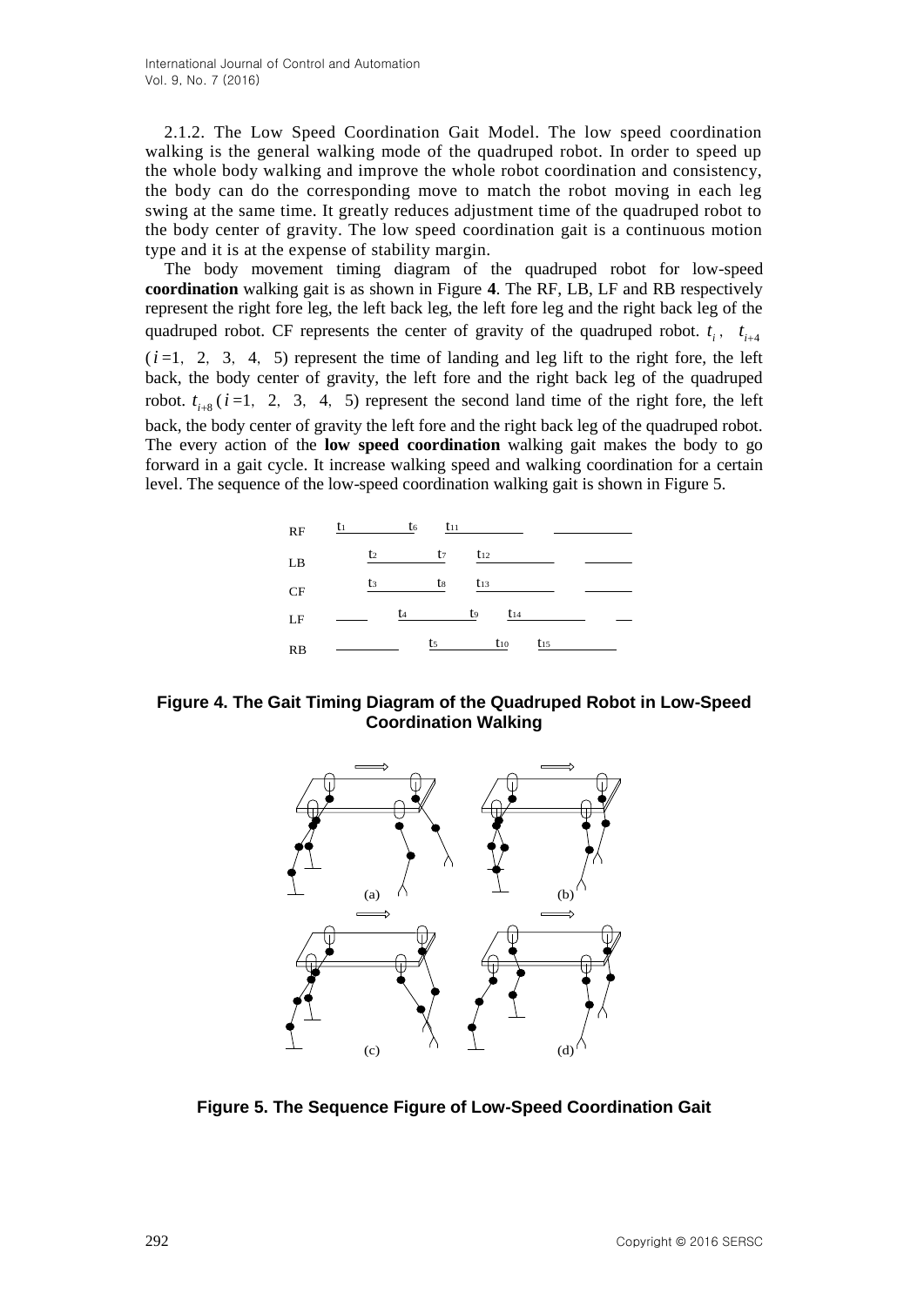2.1.2. The Low Speed Coordination Gait Model. The low speed coordination walking is the general walking mode of the quadruped robot. In order to speed up the whole body walking and improve the whole robot coordination and consistency, the body can do the corresponding move to match the robot moving in each leg swing at the same time. It greatly reduces adjustment time of the quadruped robot to the body center of gravity. The low speed coordination gait is a continuous motion type and it is at the expense of stability margin.

The body movement timing diagram of the quadruped robot for low-speed **coordination** walking gait is as shown in Figure **4**. The RF, LB, LF and RB respectively represent the right fore leg, the left back leg, the left fore leg and the right back leg of the quadruped robot. CF represents the center of gravity of the quadruped robot. $t_i$, $t_{i+4}$ ($i$=1, 2, 3, 4, 5) represent the time of landing and leg lift to the right fore, the left back, the body center of gravity, the left fore and the right back leg of the quadruped robot. $t_{i+8}$ ($i$=1, 2, 3, 4, 5) represent the second land time of the right fore, the left back, the body center of gravity the left fore and the right back leg of the quadruped robot. The every action of the **low speed coordination** walking gait makes the body to go forward in a gait cycle. It increase walking speed and walking coordination for a certain level. The sequence of the low-speed coordination walking gait is shown in Figure 5.

**Figure 4. The Gait Timing Diagram of the Quadruped Robot in Low-Speed Coordination Walking**

**Figure 5. The Sequence Figure of Low-Speed Coordination Gait**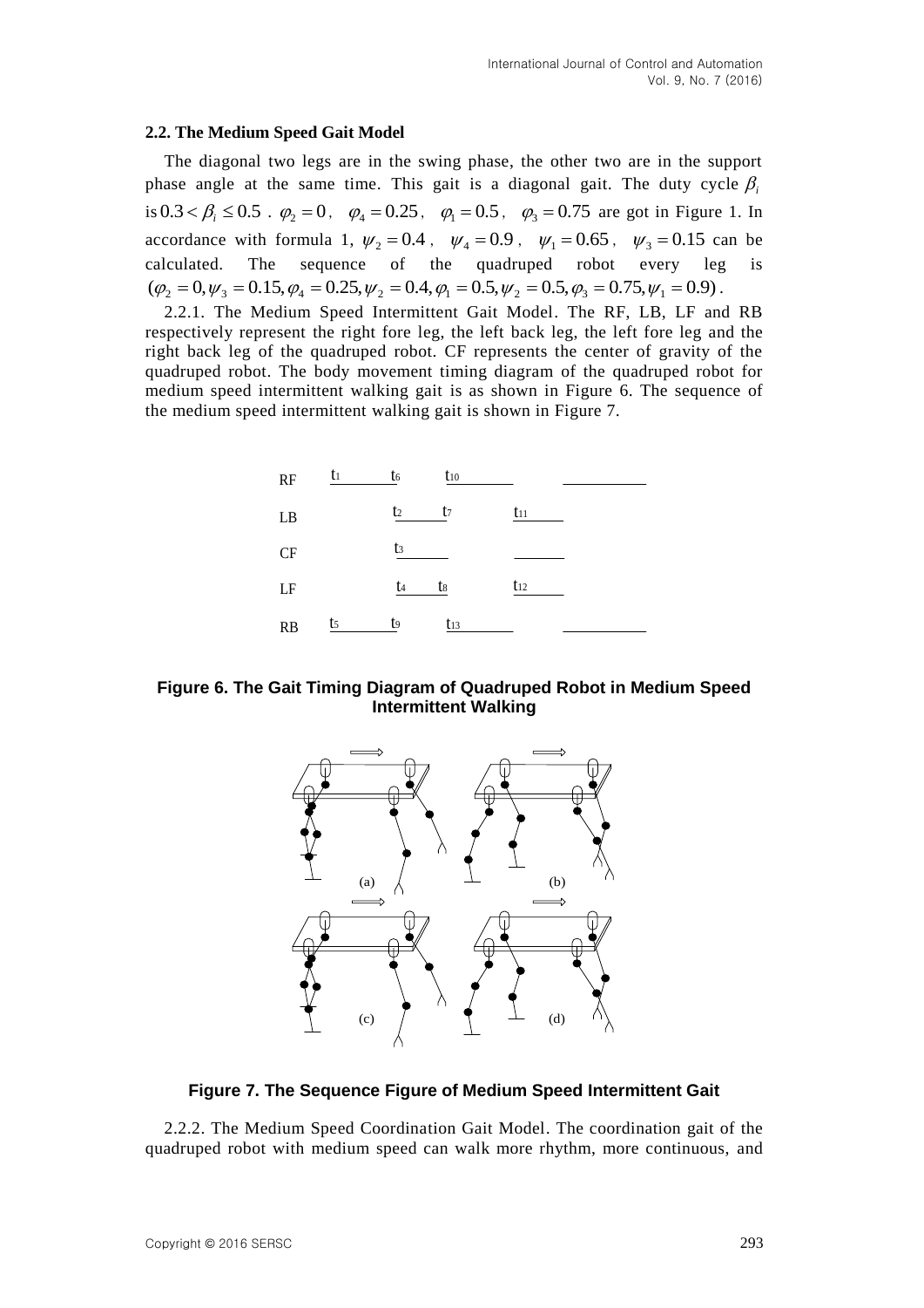### 2.2. The Medium Speed Gait Model

The diagonal two legs are in the swing phase, the other two are in the support phase angle at the same time. This gait is a diagonal gait. The duty cycle $\beta_i$ is $0.3 < \beta_i \leq 0.5$ . $\varphi_2 = 0$ , $\varphi_4 = 0.25$ , $\varphi_1 = 0.5$ , $\varphi_3 = 0.75$ are got in Figure 1. In accordance with formula 1, $\psi_2 = 0.4$ , $\psi_4 = 0.9$ , $\psi_1 = 0.65$ , $\psi_3 = 0.15$ can be calculated. The sequence of the quadruped robot every leg is $(\varphi_2 = 0, \psi_3 = 0.15, \varphi_4 = 0.25, \psi_2 = 0.4, \varphi_1 = 0.5, \psi_2 = 0.5, \varphi_3 = 0.75, \psi_1 = 0.9)$ .

2.2.1. The Medium Speed Intermittent Gait Model. The RF, LB, LF and RB respectively represent the right fore leg, the left back leg, the left fore leg and the right back leg of the quadruped robot. CF represents the center of gravity of the quadruped robot. The body movement timing diagram of the quadruped robot for medium speed intermittent walking gait is as shown in Figure 6. The sequence of the medium speed intermittent walking gait is shown in Figure 7.

**Figure 6. The Gait Timing Diagram of Quadruped Robot in Medium Speed Intermittent Walking**

**Figure 7. The Sequence Figure of Medium Speed Intermittent Gait**

2.2.2. The Medium Speed Coordination Gait Model. The coordination gait of the quadruped robot with medium speed can walk more rhythm, more continuous, and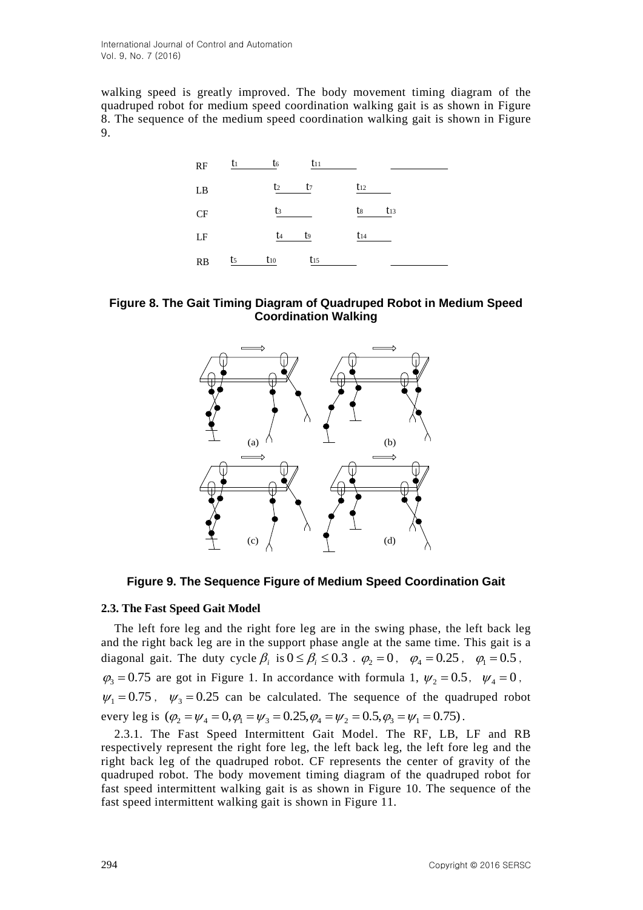walking speed is greatly improved. The body movement timing diagram of the quadruped robot for medium speed coordination walking gait is as shown in Figure 8. The sequence of the medium speed coordination walking gait is shown in Figure 9.

**Figure 8. The Gait Timing Diagram of Quadruped Robot in Medium Speed Coordination Walking**

**Figure 9. The Sequence Figure of Medium Speed Coordination Gait**

### 2.3. The Fast Speed Gait Model

The left fore leg and the right fore leg are in the swing phase, the left back leg and the right back leg are in the support phase angle at the same time. This gait is a diagonal gait. The duty cycle $\beta_i$ is $0 \le \beta_i \le 0.3$ . $\varphi_2 = 0$, $\varphi_4 = 0.25$, $\varphi_1 = 0.5$, $\varphi_3 = 0.75$ are got in Figure 1. In accordance with formula 1, $\psi_2 = 0.5$, $\psi_4 = 0$, $\psi_1 = 0.75$, $\psi_3 = 0.25$ can be calculated. The sequence of the quadruped robot every leg is $(\varphi_2 = \psi_4 = 0, \varphi_1 = \psi_3 = 0.25, \varphi_4 = \psi_2 = 0.5, \varphi_3 = \psi_1 = 0.75)$.

2.3.1. The Fast Speed Intermittent Gait Model. The RF, LB, LF and RB respectively represent the right fore leg, the left back leg, the left fore leg and the right back leg of the quadruped robot. CF represents the center of gravity of the quadruped robot. The body movement timing diagram of the quadruped robot for fast speed intermittent walking gait is as shown in Figure 10. The sequence of the fast speed intermittent walking gait is shown in Figure 11.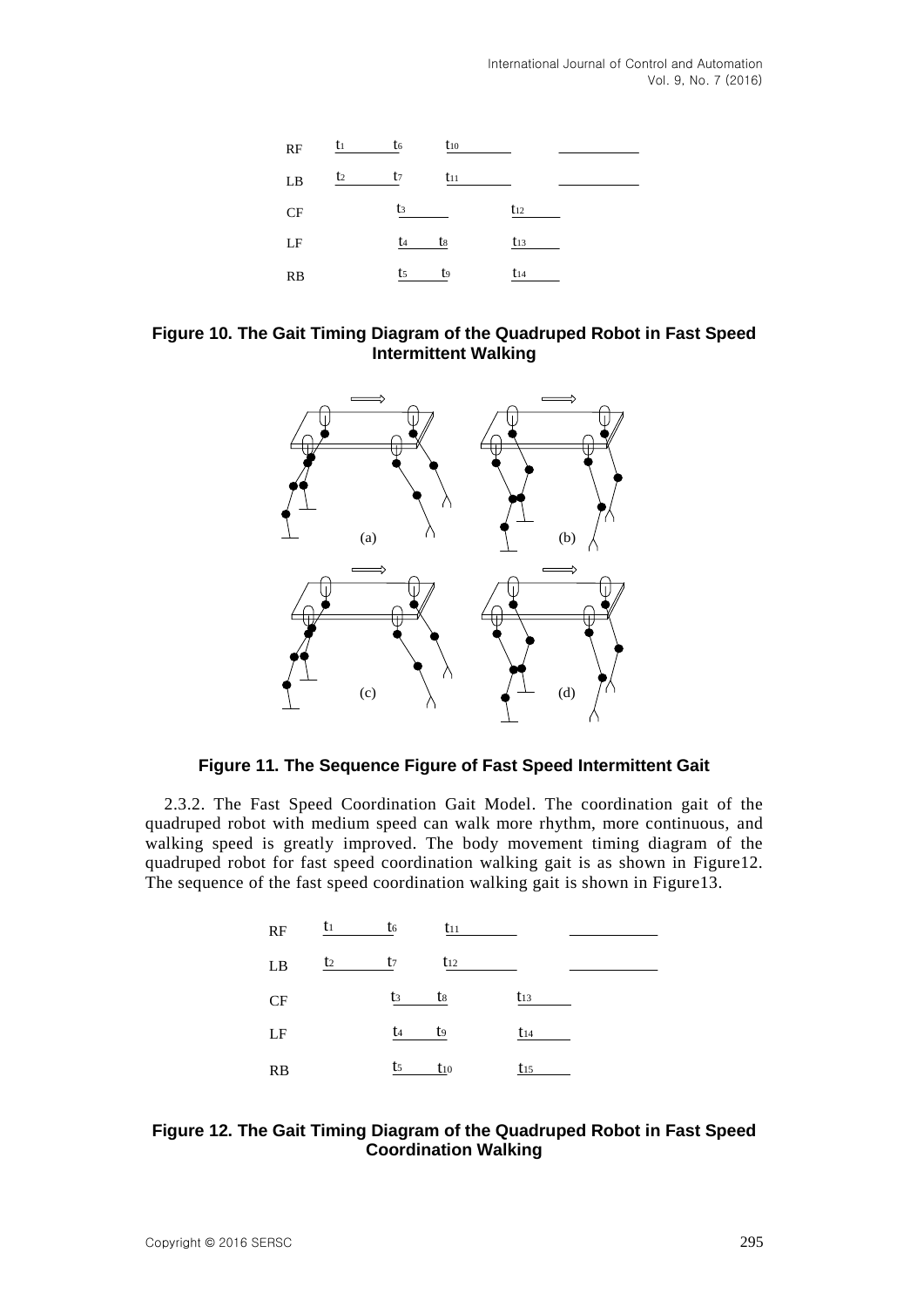| RF | $t_1$ | $t_6$ | $t_{10}$ | |
|---|---|---|---|---|
| LB | $t_2$ | $t_7$ | $t_{11}$ | |
| CF | | $t_3$ | | $t_{12}$ |
| LF | | $t_4$ $t_8$ | | $t_{13}$ |
| RB | | $t_5$ $t_9$ | | $t_{14}$ |

**Figure 10. The Gait Timing Diagram of the Quadruped Robot in Fast Speed Intermittent Walking**

**Figure 11. The Sequence Figure of Fast Speed Intermittent Gait**

2.3.2. The Fast Speed Coordination Gait Model. The coordination gait of the quadruped robot with medium speed can walk more rhythm, more continuous, and walking speed is greatly improved. The body movement timing diagram of the quadruped robot for fast speed coordination walking gait is as shown in Figure12. The sequence of the fast speed coordination walking gait is shown in Figure13.

| RF | $t_1$ | $t_6$ | $t_{11}$ | |
|---|---|---|---|---|
| LB | $t_2$ | $t_7$ | $t_{12}$ | |
| CF | | $t_3$ $t_8$ | | $t_{13}$ |
| LF | | $t_4$ $t_9$ | | $t_{14}$ |
| RB | | $t_5$ $t_{10}$ | | $t_{15}$ |

**Figure 12. The Gait Timing Diagram of the Quadruped Robot in Fast Speed Coordination Walking**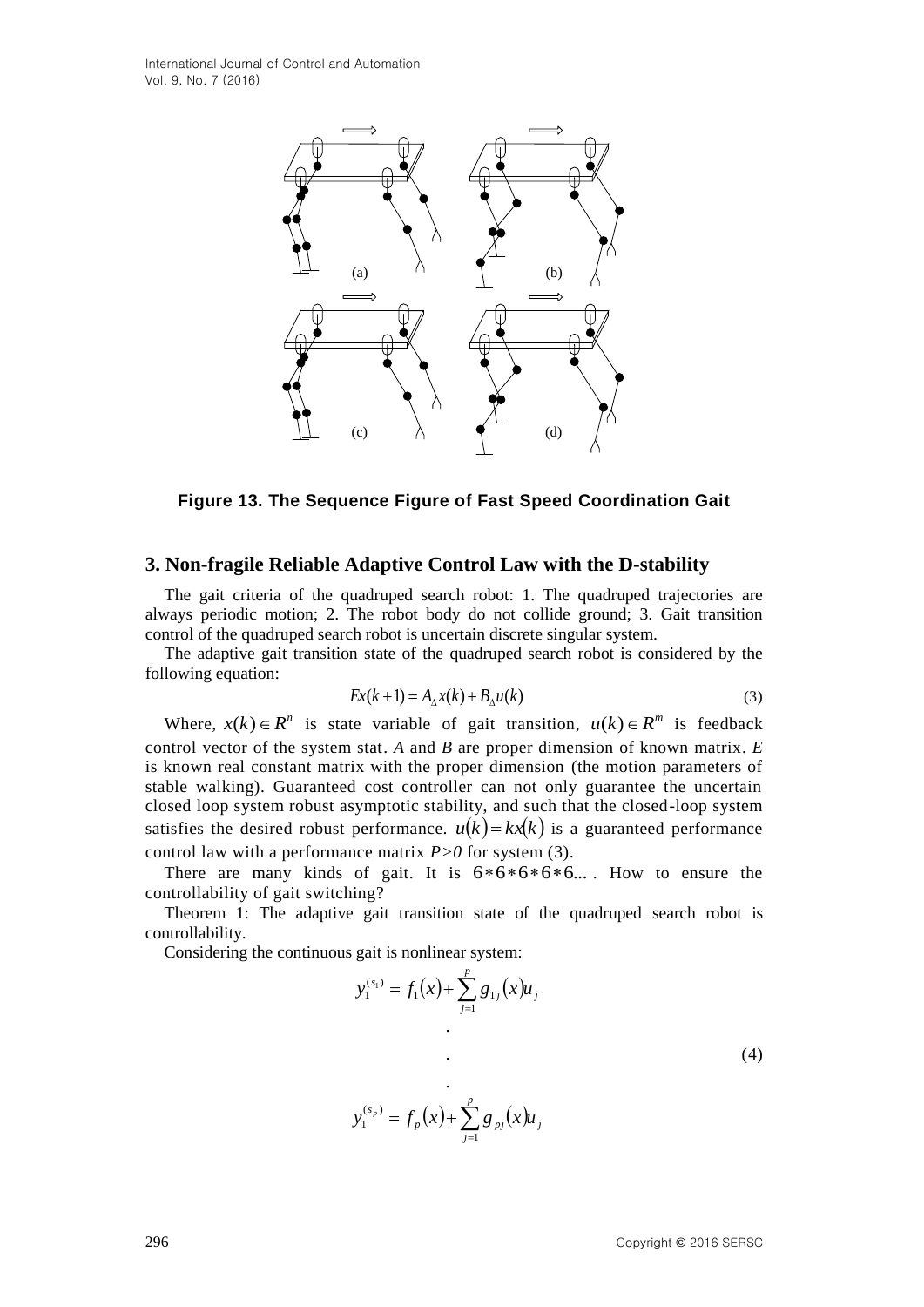Figure 13. The Sequence Figure of Fast Speed Coordination Gait

## 3. Non-fragile Reliable Adaptive Control Law with the D-stability

The gait criteria of the quadruped search robot: 1. The quadruped trajectories are always periodic motion; 2. The robot body do not collide ground; 3. Gait transition control of the quadruped search robot is uncertain discrete singular system.

The adaptive gait transition state of the quadruped search robot is considered by the following equation:

$$Ex(k+1) = A_{\Delta}x(k) + B_{\Delta}u(k) \tag{3}$$

Where, $x(k) \in R^n$ is state variable of gait transition, $u(k) \in R^m$ is feedback control vector of the system stat. $A$ and $B$ are proper dimension of known matrix. $E$ is known real constant matrix with the proper dimension (the motion parameters of stable walking). Guaranteed cost controller can not only guarantee the uncertain closed loop system robust asymptotic stability, and such that the closed-loop system satisfies the desired robust performance. $u(k) = kx(k)$ is a guaranteed performance control law with a performance matrix $P>0$ for system (3).

There are many kinds of gait. It is $6*6*6*6*6...$. How to ensure the controllability of gait switching?

Theorem 1: The adaptive gait transition state of the quadruped search robot is controllability.

Considering the continuous gait is nonlinear system:

$$\begin{aligned} y_1^{(s_1)} &= f_1(x) + \sum_{j=1}^{p} g_{1j}(x)u_j \\ &\;\;\vdots \\ y_1^{(s_p)} &= f_p(x) + \sum_{j=1}^{p} g_{pj}(x)u_j \end{aligned} \tag{4}$$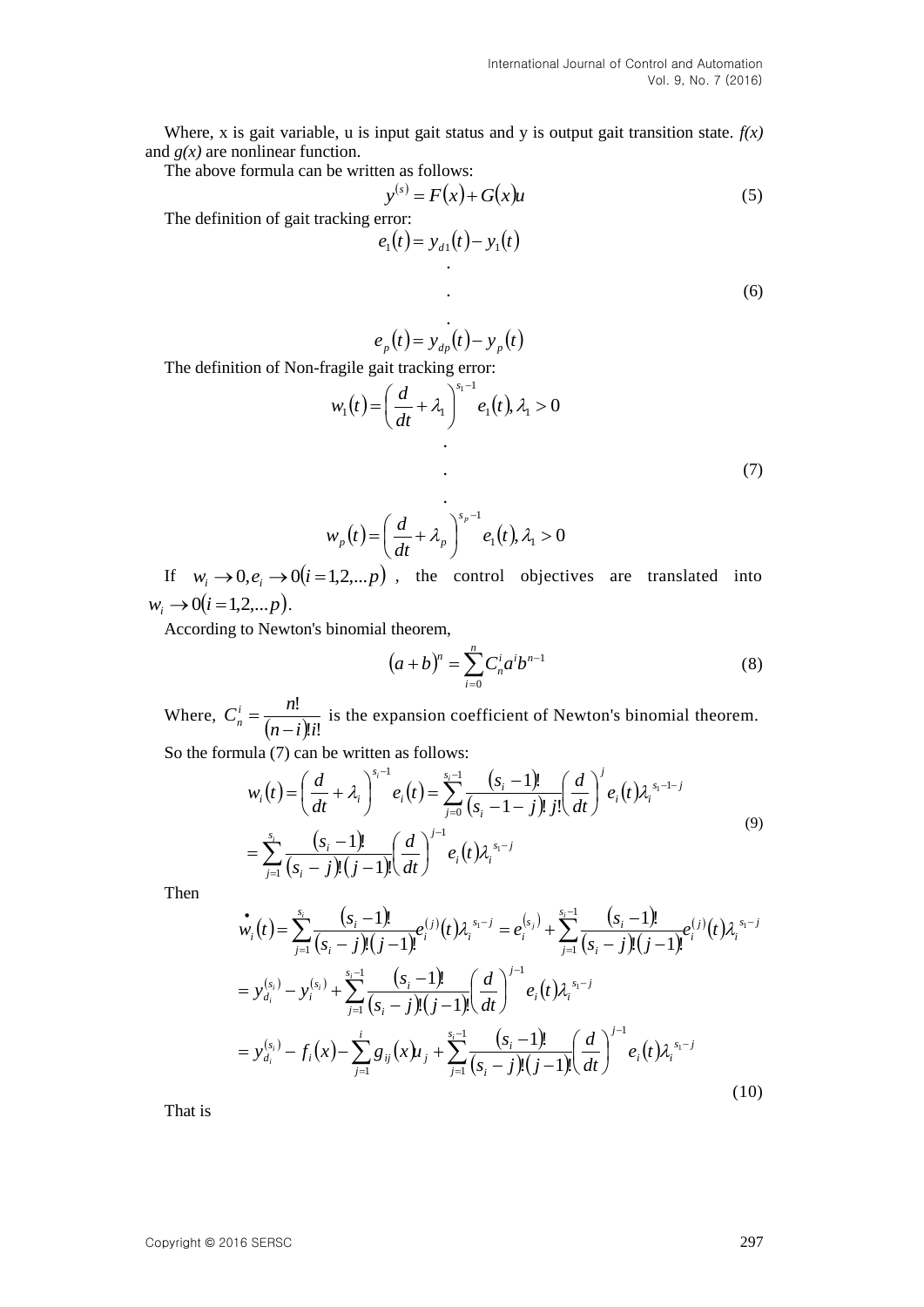Where, x is gait variable, u is input gait status and y is output gait transition state. *f(x)* and *g(x)* are nonlinear function.

The above formula can be written as follows:

$$y^{(s)} = F(x) + G(x)u \tag{5}$$

The definition of gait tracking error:

$$\begin{aligned} e_1(t) &= y_{d1}(t) - y_1(t) \\ &\cdot \\ &\cdot \\ &\cdot \\ e_p(t) &= y_{dp}(t) - y_p(t) \end{aligned} \tag{6}$$

The definition of Non-fragile gait tracking error:

$$\begin{aligned} w_1(t) &= \left(\frac{d}{dt} + \lambda_1\right)^{s_1 - 1} e_1(t), \lambda_1 > 0 \\ &\cdot \\ &\cdot \\ &\cdot \\ w_p(t) &= \left(\frac{d}{dt} + \lambda_p\right)^{s_p - 1} e_1(t), \lambda_1 > 0 \end{aligned} \tag{7}$$

If $w_i \to 0, e_i \to 0(i = 1,2,...p)$, the control objectives are translated into $w_i \to 0(i = 1,2,...p)$.

According to Newton's binomial theorem,

$$(a+b)^n = \sum_{i=0}^{n} C_n^i a^i b^{n-1} \tag{8}$$

Where, $C_n^i = \frac{n!}{(n-i)!i!}$ is the expansion coefficient of Newton's binomial theorem.

So the formula (7) can be written as follows:

$$\begin{aligned} w_i(t) &= \left(\frac{d}{dt} + \lambda_i\right)^{s_i - 1} e_i(t) = \sum_{j=0}^{s_i - 1} \frac{(s_i - 1)!}{(s_i - 1 - j)!\, j!} \left(\frac{d}{dt}\right)^{j} e_i(t) \lambda_i^{s_1 - 1 - j} \\ &= \sum_{j=1}^{s_i} \frac{(s_i - 1)!}{(s_i - j)!(j-1)!} \left(\frac{d}{dt}\right)^{j-1} e_i(t) \lambda_i^{s_1 - j} \end{aligned} \tag{9}$$

Then

$$\begin{aligned} \dot{w}_i(t) &= \sum_{j=1}^{s_i} \frac{(s_i - 1)!}{(s_i - j)!(j-1)!} e_i^{(j)}(t) \lambda_i^{s_1 - j} = e_i^{(s_j)} + \sum_{j=1}^{s_i - 1} \frac{(s_i - 1)!}{(s_i - j)!(j-1)!} e_i^{(j)}(t) \lambda_i^{s_1 - j} \\ &= y_{d_i}^{(s_i)} - y_i^{(s_i)} + \sum_{j=1}^{s_i - 1} \frac{(s_i - 1)!}{(s_i - j)!(j-1)!} \left(\frac{d}{dt}\right)^{j-1} e_i(t) \lambda_i^{s_1 - j} \\ &= y_{d_i}^{(s_i)} - f_i(x) - \sum_{j=1}^{i} g_{ij}(x) u_j + \sum_{j=1}^{s_i - 1} \frac{(s_i - 1)!}{(s_i - j)!(j-1)!} \left(\frac{d}{dt}\right)^{j-1} e_i(t) \lambda_i^{s_1 - j} \end{aligned} \tag{10}$$

That is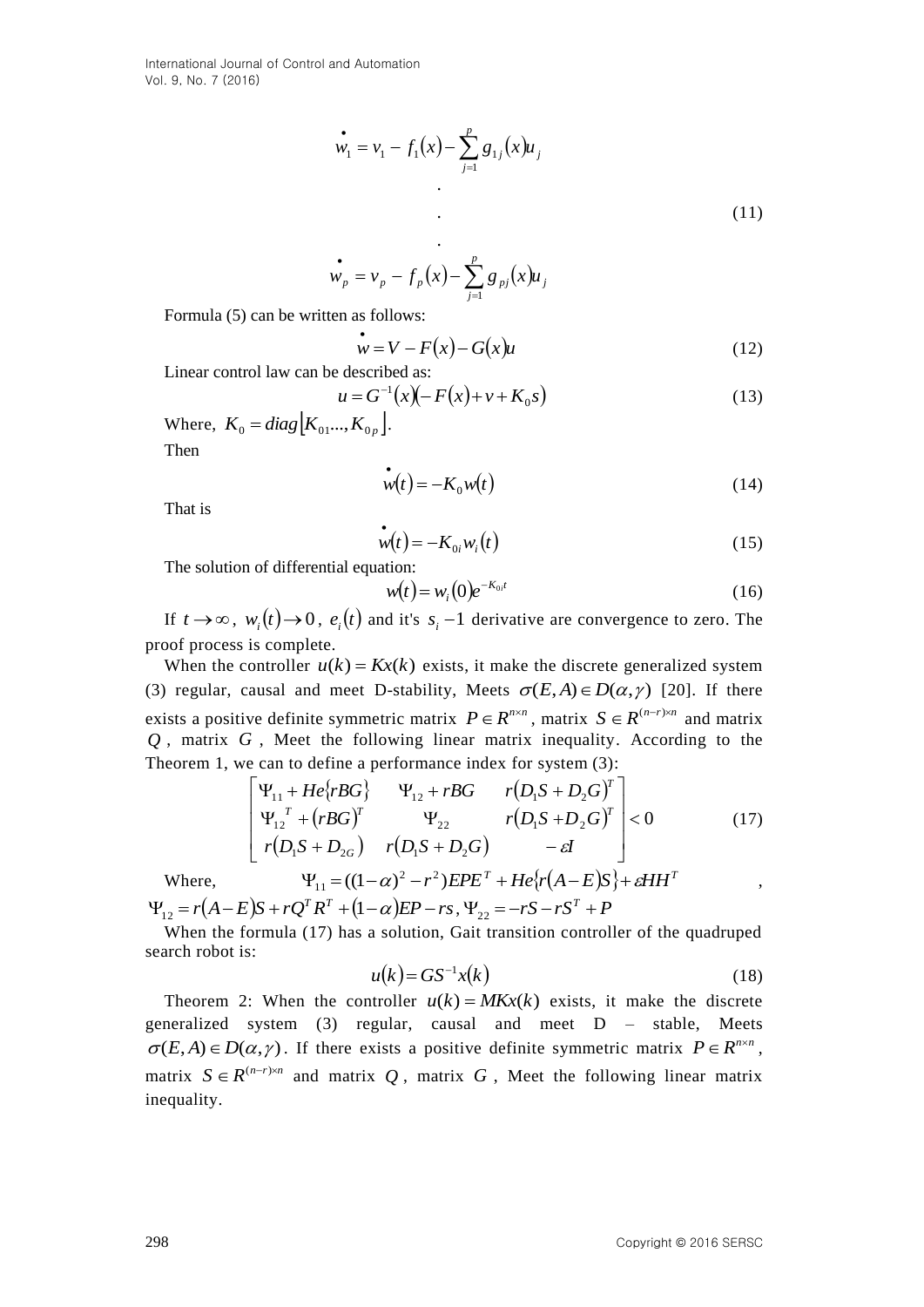$$\dot{w}_1 = v_1 - f_1(x) - \sum_{j=1}^{p} g_{1j}(x) u_j$$
$$\vdots \tag{11}$$
$$\dot{w}_p = v_p - f_p(x) - \sum_{j=1}^{p} g_{pj}(x) u_j$$

Formula (5) can be written as follows:

$$\dot{w} = V - F(x) - G(x)u \tag{12}$$

Linear control law can be described as:

$$u = G^{-1}(x)(-F(x) + v + K_0 s) \tag{13}$$

Where, $K_0 = diag\lfloor K_{01} ..., K_{0p} \rfloor$.

Then

$$\dot{w}(t) = -K_0 w(t) \tag{14}$$

That is

$$\dot{w}(t) = -K_{0i} w_i(t) \tag{15}$$

The solution of differential equation:

$$w(t) = w_i(0) e^{-K_{0i} t} \tag{16}$$

If $t \to \infty$, $w_i(t) \to 0$, $e_i(t)$ and it's $s_i - 1$ derivative are convergence to zero. The proof process is complete.

When the controller $u(k) = Kx(k)$ exists, it make the discrete generalized system (3) regular, causal and meet D-stability, Meets $\sigma(E, A) \in D(\alpha, \gamma)$ [20]. If there exists a positive definite symmetric matrix $P \in R^{n \times n}$, matrix $S \in R^{(n-r) \times n}$ and matrix $Q$, matrix $G$, Meet the following linear matrix inequality. According to the Theorem 1, we can to define a performance index for system (3):

$$\begin{bmatrix} \Psi_{11} + He\{rBG\} & \Psi_{12} + rBG & r(D_1 S + D_2 G)^T \\ \Psi_{12}{}^T + (rBG)^T & \Psi_{22} & r(D_1 S + D_2 G)^T \\ r(D_1 S + D_{2G}) & r(D_1 S + D_2 G) & -\varepsilon I \end{bmatrix} < 0 \tag{17}$$

Where, $\Psi_{11} = ((1-\alpha)^2 - r^2) EPE^T + He\{r(A-E)S\} + \varepsilon HH^T$, $\Psi_{12} = r(A-E)S + rQ^T R^T + (1-\alpha)EP - rs$, $\Psi_{22} = -rS - rS^T + P$

When the formula (17) has a solution, Gait transition controller of the quadruped search robot is:

$$u(k) = GS^{-1} x(k) \tag{18}$$

Theorem 2: When the controller $u(k) = MKx(k)$ exists, it make the discrete generalized system (3) regular, causal and meet D – stable, Meets $\sigma(E, A) \in D(\alpha, \gamma)$. If there exists a positive definite symmetric matrix $P \in R^{n \times n}$, matrix $S \in R^{(n-r) \times n}$ and matrix $Q$, matrix $G$, Meet the following linear matrix inequality.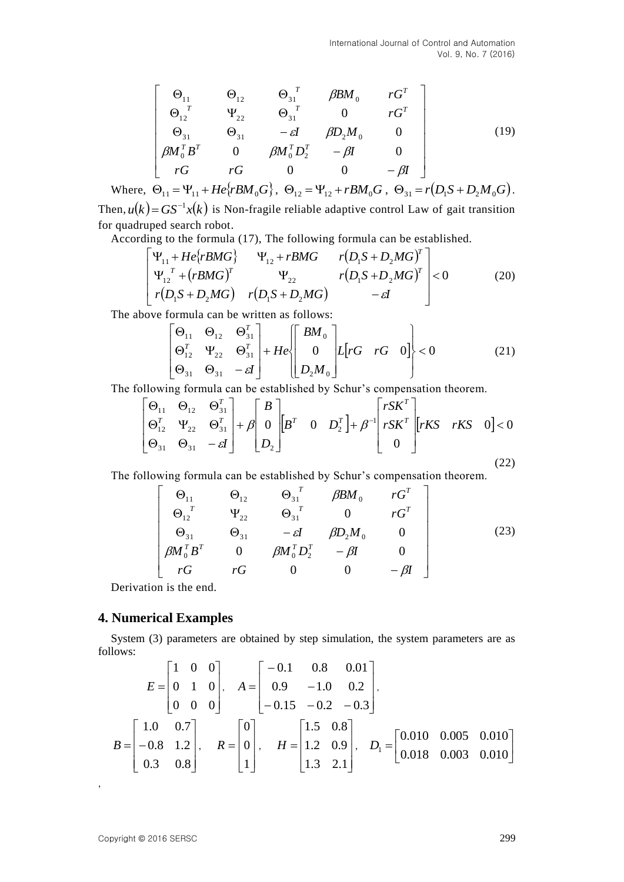$$
\begin{bmatrix}
\Theta_{11} & \Theta_{12} & \Theta_{31}{}^{T} & \beta BM_0 & rG^T \\
\Theta_{12}{}^{T} & \Psi_{22} & \Theta_{31}{}^{T} & 0 & rG^T \\
\Theta_{31} & \Theta_{31} & -\varepsilon I & \beta D_2 M_0 & 0 \\
\beta M_0^T B^T & 0 & \beta M_0^T D_2^T & -\beta I & 0 \\
rG & rG & 0 & 0 & -\beta I
\end{bmatrix} \tag{19}
$$

Where, $\Theta_{11} = \Psi_{11} + He\{rBM_0G\}$, $\Theta_{12} = \Psi_{12} + rBM_0G$, $\Theta_{31} = r(D_1S + D_2M_0G)$.

Then, $u(k) = GS^{-1}x(k)$ is Non-fragile reliable adaptive control Law of gait transition for quadruped search robot.

According to the formula (17), The following formula can be established.

$$
\begin{bmatrix}
\Psi_{11} + He\{rBMG\} & \Psi_{12} + rBMG & r(D_1S + D_2MG)^T \\
\Psi_{12}{}^{T} + (rBMG)^T & \Psi_{22} & r(D_1S + D_2MG)^T \\
r(D_1S + D_2MG) & r(D_1S + D_2MG) & -\varepsilon I
\end{bmatrix} < 0 \tag{20}
$$

The above formula can be written as follows:

$$
\begin{bmatrix}
\Theta_{11} & \Theta_{12} & \Theta_{31}^T \\
\Theta_{12}^T & \Psi_{22} & \Theta_{31}^T \\
\Theta_{31} & \Theta_{31} & -\varepsilon I
\end{bmatrix}
+ He\left\{ \begin{bmatrix} BM_0 \\ 0 \\ D_2M_0 \end{bmatrix} L \begin{bmatrix} rG & rG & 0 \end{bmatrix} \right\} < 0 \tag{21}
$$

The following formula can be established by Schur's compensation theorem.

$$
\begin{bmatrix}
\Theta_{11} & \Theta_{12} & \Theta_{31}^T \\
\Theta_{12}^T & \Psi_{22} & \Theta_{31}^T \\
\Theta_{31} & \Theta_{31} & -\varepsilon I
\end{bmatrix}
+ \beta \begin{bmatrix} B \\ 0 \\ D_2 \end{bmatrix} \begin{bmatrix} B^T & 0 & D_2^T \end{bmatrix}
+ \beta^{-1} \begin{bmatrix} rSK^T \\ rSK^T \\ 0 \end{bmatrix} \begin{bmatrix} rKS & rKS & 0 \end{bmatrix} < 0 \tag{22}
$$

The following formula can be established by Schur's compensation theorem.

$$
\begin{bmatrix}
\Theta_{11} & \Theta_{12} & \Theta_{31}{}^{T} & \beta BM_0 & rG^T \\
\Theta_{12}{}^{T} & \Psi_{22} & \Theta_{31}{}^{T} & 0 & rG^T \\
\Theta_{31} & \Theta_{31} & -\varepsilon I & \beta D_2 M_0 & 0 \\
\beta M_0^T B^T & 0 & \beta M_0^T D_2^T & -\beta I & 0 \\
rG & rG & 0 & 0 & -\beta I
\end{bmatrix} \tag{23}
$$

Derivation is the end.

## 4. Numerical Examples

System (3) parameters are obtained by step simulation, the system parameters are as follows:

$$
E = \begin{bmatrix} 1 & 0 & 0 \\ 0 & 1 & 0 \\ 0 & 0 & 0 \end{bmatrix}, \quad
A = \begin{bmatrix} -0.1 & 0.8 & 0.01 \\ 0.9 & -1.0 & 0.2 \\ -0.15 & -0.2 & -0.3 \end{bmatrix},
$$

$$
B = \begin{bmatrix} 1.0 & 0.7 \\ -0.8 & 1.2 \\ 0.3 & 0.8 \end{bmatrix}, \quad
R = \begin{bmatrix} 0 \\ 0 \\ 1 \end{bmatrix}, \quad
H = \begin{bmatrix} 1.5 & 0.8 \\ 1.2 & 0.9 \\ 1.3 & 2.1 \end{bmatrix}, \quad
D_1 = \begin{bmatrix} 0.010 & 0.005 & 0.010 \\ 0.018 & 0.003 & 0.010 \end{bmatrix}
$$

,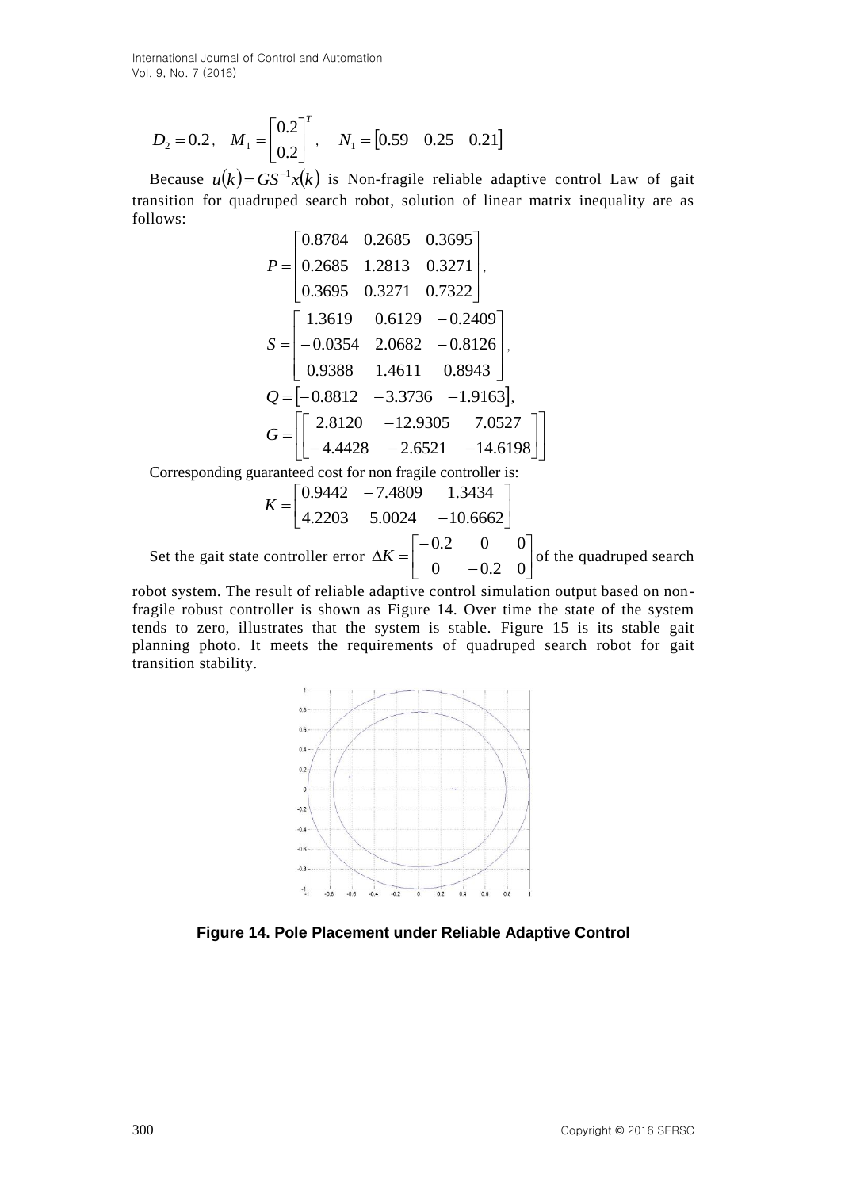$$D_2 = 0.2, \quad M_1 = \begin{bmatrix} 0.2 \\ 0.2 \end{bmatrix}^T, \quad N_1 = \begin{bmatrix} 0.59 & 0.25 & 0.21 \end{bmatrix}$$

Because $u(k) = GS^{-1}x(k)$ is Non-fragile reliable adaptive control Law of gait transition for quadruped search robot, solution of linear matrix inequality are as follows:

$$P = \begin{bmatrix} 0.8784 & 0.2685 & 0.3695 \\ 0.2685 & 1.2813 & 0.3271 \\ 0.3695 & 0.3271 & 0.7322 \end{bmatrix},$$

$$S = \begin{bmatrix} 1.3619 & 0.6129 & -0.2409 \\ -0.0354 & 2.0682 & -0.8126 \\ 0.9388 & 1.4611 & 0.8943 \end{bmatrix},$$

$$Q = \begin{bmatrix} -0.8812 & -3.3736 & -1.9163 \end{bmatrix},$$

$$G = \begin{bmatrix} \begin{bmatrix} 2.8120 & -12.9305 & 7.0527 \\ -4.4428 & -2.6521 & -14.6198 \end{bmatrix} \end{bmatrix}$$

Corresponding guaranteed cost for non fragile controller is:

$$K = \begin{bmatrix} 0.9442 & -7.4809 & 1.3434 \\ 4.2203 & 5.0024 & -10.6662 \end{bmatrix}$$

Set the gait state controller error $\Delta K = \begin{bmatrix} -0.2 & 0 & 0 \\ 0 & -0.2 & 0 \end{bmatrix}$ of the quadruped search robot system. The result of reliable adaptive control simulation output based on non-fragile robust controller is shown as Figure 14. Over time the state of the system tends to zero, illustrates that the system is stable. Figure 15 is its stable gait planning photo. It meets the requirements of quadruped search robot for gait transition stability.

**Figure 14. Pole Placement under Reliable Adaptive Control**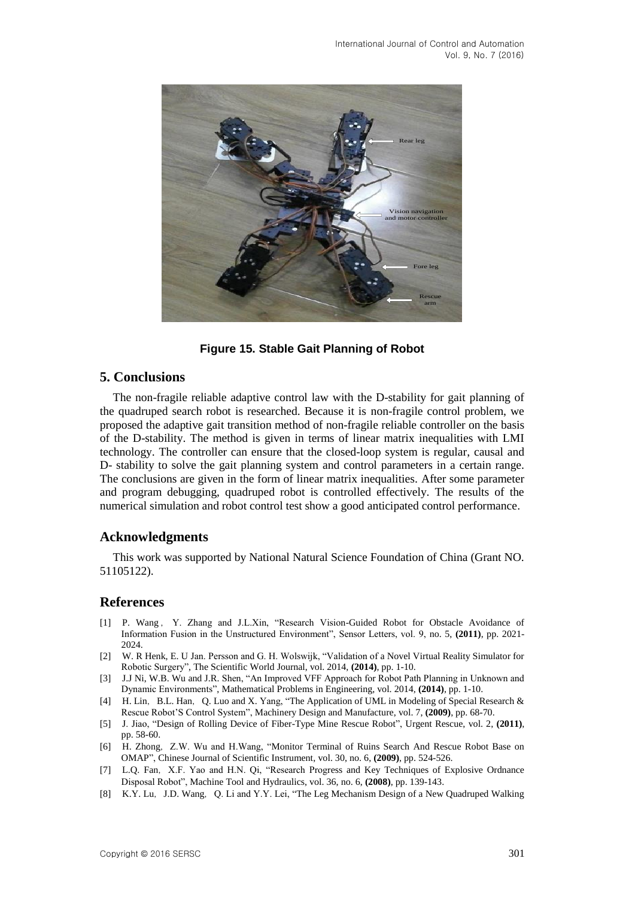**Figure 15. Stable Gait Planning of Robot**

## 5. Conclusions

The non-fragile reliable adaptive control law with the D-stability for gait planning of the quadruped search robot is researched. Because it is non-fragile control problem, we proposed the adaptive gait transition method of non-fragile reliable controller on the basis of the D-stability. The method is given in terms of linear matrix inequalities with LMI technology. The controller can ensure that the closed-loop system is regular, causal and D- stability to solve the gait planning system and control parameters in a certain range. The conclusions are given in the form of linear matrix inequalities. After some parameter and program debugging, quadruped robot is controlled effectively. The results of the numerical simulation and robot control test show a good anticipated control performance.

## Acknowledgments

This work was supported by National Natural Science Foundation of China (Grant NO. 51105122).

## References

[1] P. Wang, Y. Zhang and J.L.Xin, "Research Vision-Guided Robot for Obstacle Avoidance of Information Fusion in the Unstructured Environment", Sensor Letters, vol. 9, no. 5, **(2011)**, pp. 2021-2024.

[2] W. R Henk, E. U Jan. Persson and G. H. Wolswijk, "Validation of a Novel Virtual Reality Simulator for Robotic Surgery", The Scientific World Journal, vol. 2014, **(2014)**, pp. 1-10.

[3] J.J Ni, W.B. Wu and J.R. Shen, "An Improved VFF Approach for Robot Path Planning in Unknown and Dynamic Environments", Mathematical Problems in Engineering, vol. 2014, **(2014)**, pp. 1-10.

[4] H. Lin, B.L. Han, Q. Luo and X. Yang, "The Application of UML in Modeling of Special Research & Rescue Robot'S Control System", Machinery Design and Manufacture, vol. 7, **(2009)**, pp. 68-70.

[5] J. Jiao, "Design of Rolling Device of Fiber-Type Mine Rescue Robot", Urgent Rescue, vol. 2, **(2011)**, pp. 58-60.

[6] H. Zhong, Z.W. Wu and H.Wang, "Monitor Terminal of Ruins Search And Rescue Robot Base on OMAP", Chinese Journal of Scientific Instrument, vol. 30, no. 6, **(2009)**, pp. 524-526.

[7] L.Q. Fan, X.F. Yao and H.N. Qi, "Research Progress and Key Techniques of Explosive Ordnance Disposal Robot", Machine Tool and Hydraulics, vol. 36, no. 6, **(2008)**, pp. 139-143.

[8] K.Y. Lu, J.D. Wang, Q. Li and Y.Y. Lei, "The Leg Mechanism Design of a New Quadruped Walking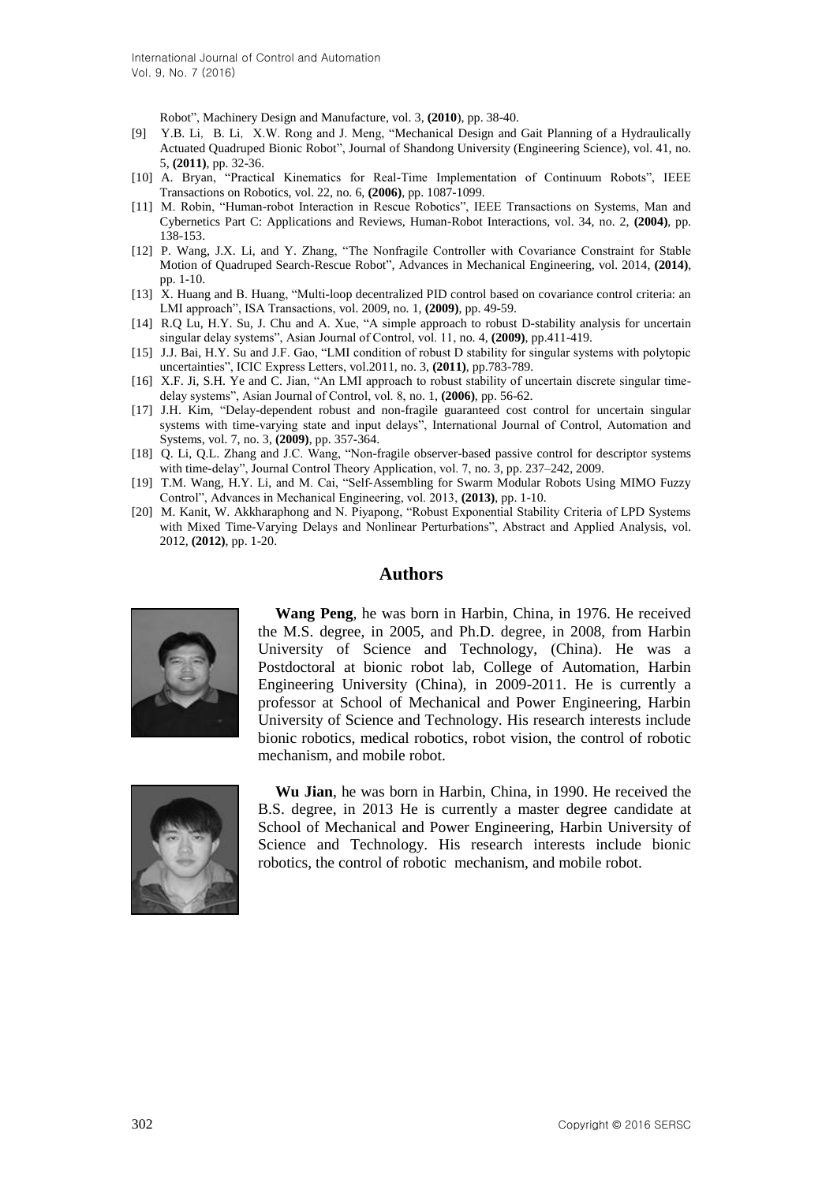Robot", Machinery Design and Manufacture, vol. 3, **(2010)**, pp. 38-40.

[9] Y.B. Li, B. Li, X.W. Rong and J. Meng, "Mechanical Design and Gait Planning of a Hydraulically Actuated Quadruped Bionic Robot", Journal of Shandong University (Engineering Science), vol. 41, no. 5, **(2011)**, pp. 32-36.

[10] A. Bryan, "Practical Kinematics for Real-Time Implementation of Continuum Robots", IEEE Transactions on Robotics, vol. 22, no. 6, **(2006)**, pp. 1087-1099.

[11] M. Robin, "Human-robot Interaction in Rescue Robotics", IEEE Transactions on Systems, Man and Cybernetics Part C: Applications and Reviews, Human-Robot Interactions, vol. 34, no. 2, **(2004)**, pp. 138-153.

[12] P. Wang, J.X. Li, and Y. Zhang, "The Nonfragile Controller with Covariance Constraint for Stable Motion of Quadruped Search-Rescue Robot", Advances in Mechanical Engineering, vol. 2014, **(2014)**, pp. 1-10.

[13] X. Huang and B. Huang, "Multi-loop decentralized PID control based on covariance control criteria: an LMI approach", ISA Transactions, vol. 2009, no. 1, **(2009)**, pp. 49-59.

[14] R.Q Lu, H.Y. Su, J. Chu and A. Xue, "A simple approach to robust D-stability analysis for uncertain singular delay systems", Asian Journal of Control, vol. 11, no. 4, **(2009)**, pp.411-419.

[15] J.J. Bai, H.Y. Su and J.F. Gao, "LMI condition of robust D stability for singular systems with polytopic uncertainties", ICIC Express Letters, vol.2011, no. 3, **(2011)**, pp.783-789.

[16] X.F. Ji, S.H. Ye and C. Jian, "An LMI approach to robust stability of uncertain discrete singular time-delay systems", Asian Journal of Control, vol. 8, no. 1, **(2006)**, pp. 56-62.

[17] J.H. Kim, "Delay-dependent robust and non-fragile guaranteed cost control for uncertain singular systems with time-varying state and input delays", International Journal of Control, Automation and Systems, vol. 7, no. 3, **(2009)**, pp. 357-364.

[18] Q. Li, Q.L. Zhang and J.C. Wang, "Non-fragile observer-based passive control for descriptor systems with time-delay", Journal Control Theory Application, vol. 7, no. 3, pp. 237–242, 2009.

[19] T.M. Wang, H.Y. Li, and M. Cai, "Self-Assembling for Swarm Modular Robots Using MIMO Fuzzy Control", Advances in Mechanical Engineering, vol. 2013, **(2013)**, pp. 1-10.

[20] M. Kanit, W. Akkharaphong and N. Piyapong, "Robust Exponential Stability Criteria of LPD Systems with Mixed Time-Varying Delays and Nonlinear Perturbations", Abstract and Applied Analysis, vol. 2012, **(2012)**, pp. 1-20.

## Authors

**Wang Peng**, he was born in Harbin, China, in 1976. He received the M.S. degree, in 2005, and Ph.D. degree, in 2008, from Harbin University of Science and Technology, (China). He was a Postdoctoral at bionic robot lab, College of Automation, Harbin Engineering University (China), in 2009-2011. He is currently a professor at School of Mechanical and Power Engineering, Harbin University of Science and Technology. His research interests include bionic robotics, medical robotics, robot vision, the control of robotic mechanism, and mobile robot.

**Wu Jian**, he was born in Harbin, China, in 1990. He received the B.S. degree, in 2013 He is currently a master degree candidate at School of Mechanical and Power Engineering, Harbin University of Science and Technology. His research interests include bionic robotics, the control of robotic mechanism, and mobile robot.